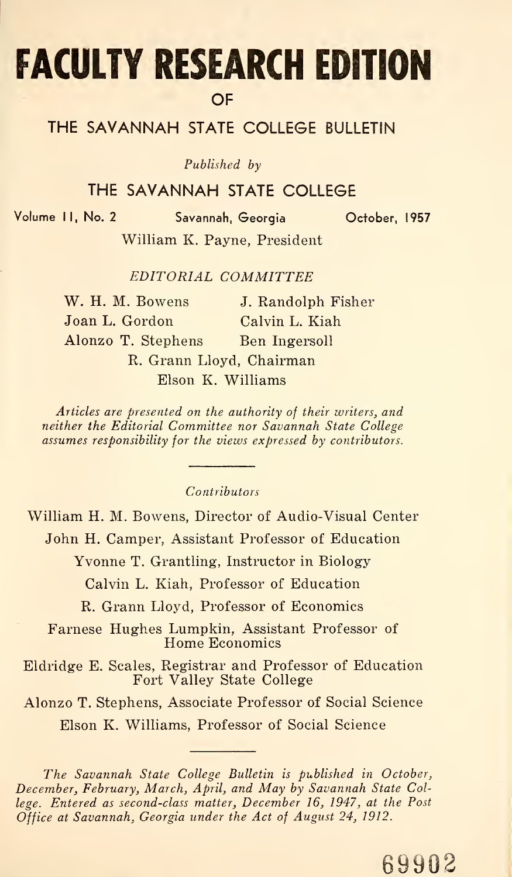# FACULTY RESEARCH EDITION

OF

## THE SAVANNAH STATE COLLEGE BULLETIN

*Published by*

### THE SAVANNAH STATE COLLEGE

Volume 11, No. 2 Savannah, Georgia October, 1957

William K. Payne, President

*EDITORIAL COMMITTEE*

W. H. M. Bowens J. Randolph Fisher
Joan L. Gordon Calvin L. Kiah
Alonzo T. Stephens Ben Ingersoll
R. Grann Lloyd, Chairman
Elson K. Williams

*Articles are presented on the authority of their writers, and neither the Editorial Committee nor Savannah State College assumes responsibility for the views expressed by contributors.*

---

*Contributors*

William H. M. Bowens, Director of Audio-Visual Center

John H. Camper, Assistant Professor of Education

Yvonne T. Grantling, Instructor in Biology

Calvin L. Kiah, Professor of Education

R. Grann Lloyd, Professor of Economics

Farnese Hughes Lumpkin, Assistant Professor of Home Economics

Eldridge E. Scales, Registrar and Professor of Education Fort Valley State College

Alonzo T. Stephens, Associate Professor of Social Science

Elson K. Williams, Professor of Social Science

---

*The Savannah State College Bulletin is published in October, December, February, March, April, and May by Savannah State College. Entered as second-class matter, December 16, 1947, at the Post Office at Savannah, Georgia under the Act of August 24, 1912.*

69902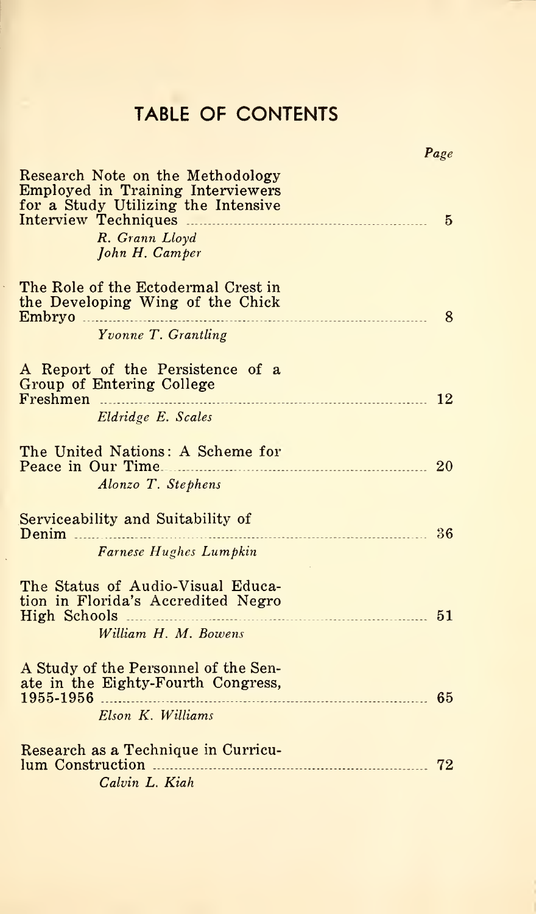# TABLE OF CONTENTS

| | Page |
|---|---|
| Research Note on the Methodology Employed in Training Interviewers for a Study Utilizing the Intensive Interview Techniques<br>*R. Grann Lloyd*<br>*John H. Camper* | 5 |
| The Role of the Ectodermal Crest in the Developing Wing of the Chick Embryo<br>*Yvonne T. Grantling* | 8 |
| A Report of the Persistence of a Group of Entering College Freshmen<br>*Eldridge E. Scales* | 12 |
| The United Nations: A Scheme for Peace in Our Time<br>*Alonzo T. Stephens* | 20 |
| Serviceability and Suitability of Denim<br>*Farnese Hughes Lumpkin* | 36 |
| The Status of Audio-Visual Education in Florida's Accredited Negro High Schools<br>*William H. M. Bowens* | 51 |
| A Study of the Personnel of the Senate in the Eighty-Fourth Congress, 1955-1956<br>*Elson K. Williams* | 65 |
| Research as a Technique in Curriculum Construction<br>*Calvin L. Kiah* | 72 |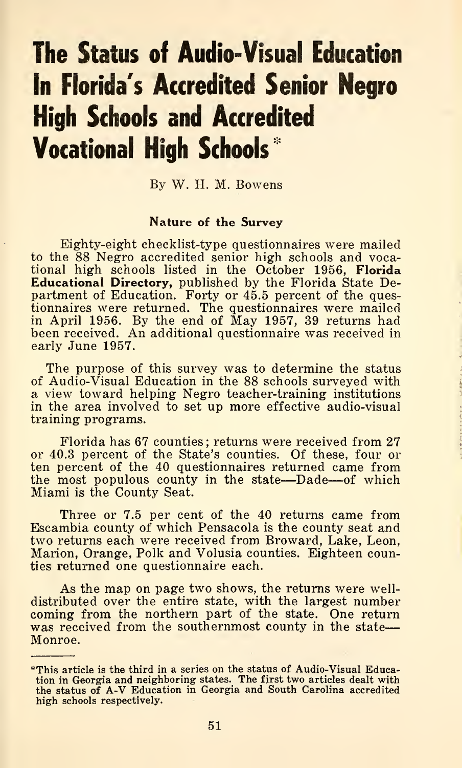# The Status of Audio-Visual Education In Florida's Accredited Senior Negro High Schools and Accredited Vocational High Schools*

By W. H. M. Bowens

### Nature of the Survey

Eighty-eight checklist-type questionnaires were mailed to the 88 Negro accredited senior high schools and vocational high schools listed in the October 1956, **Florida Educational Directory,** published by the Florida State Department of Education. Forty or 45.5 percent of the questionnaires were returned. The questionnaires were mailed in April 1956. By the end of May 1957, 39 returns had been received. An additional questionnaire was received in early June 1957.

The purpose of this survey was to determine the status of Audio-Visual Education in the 88 schools surveyed with a view toward helping Negro teacher-training institutions in the area involved to set up more effective audio-visual training programs.

Florida has 67 counties; returns were received from 27 or 40.3 percent of the State's counties. Of these, four or ten percent of the 40 questionnaires returned came from the most populous county in the state—Dade—of which Miami is the County Seat.

Three or 7.5 per cent of the 40 returns came from Escambia county of which Pensacola is the county seat and two returns each were received from Broward, Lake, Leon, Marion, Orange, Polk and Volusia counties. Eighteen counties returned one questionnaire each.

As the map on page two shows, the returns were well-distributed over the entire state, with the largest number coming from the northern part of the state. One return was received from the southernmost county in the state—Monroe.

---

*This article is the third in a series on the status of Audio-Visual Education in Georgia and neighboring states. The first two articles dealt with the status of A-V Education in Georgia and South Carolina accredited high schools respectively.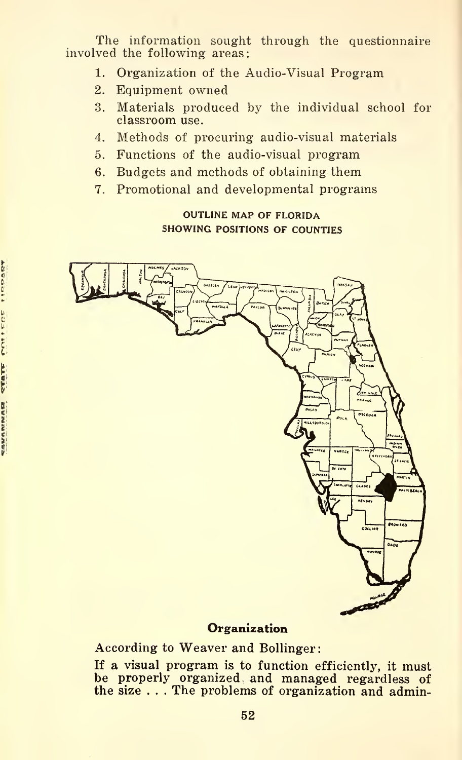The information sought through the questionnaire involved the following areas:

1. Organization of the Audio-Visual Program
2. Equipment owned
3. Materials produced by the individual school for classroom use.
4. Methods of procuring audio-visual materials
5. Functions of the audio-visual program
6. Budgets and methods of obtaining them
7. Promotional and developmental programs

OUTLINE MAP OF FLORIDA
SHOWING POSITIONS OF COUNTIES

## Organization

According to Weaver and Bollinger:

If a visual program is to function efficiently, it must be properly organized and managed regardless of the size . . . The problems of organization and admin-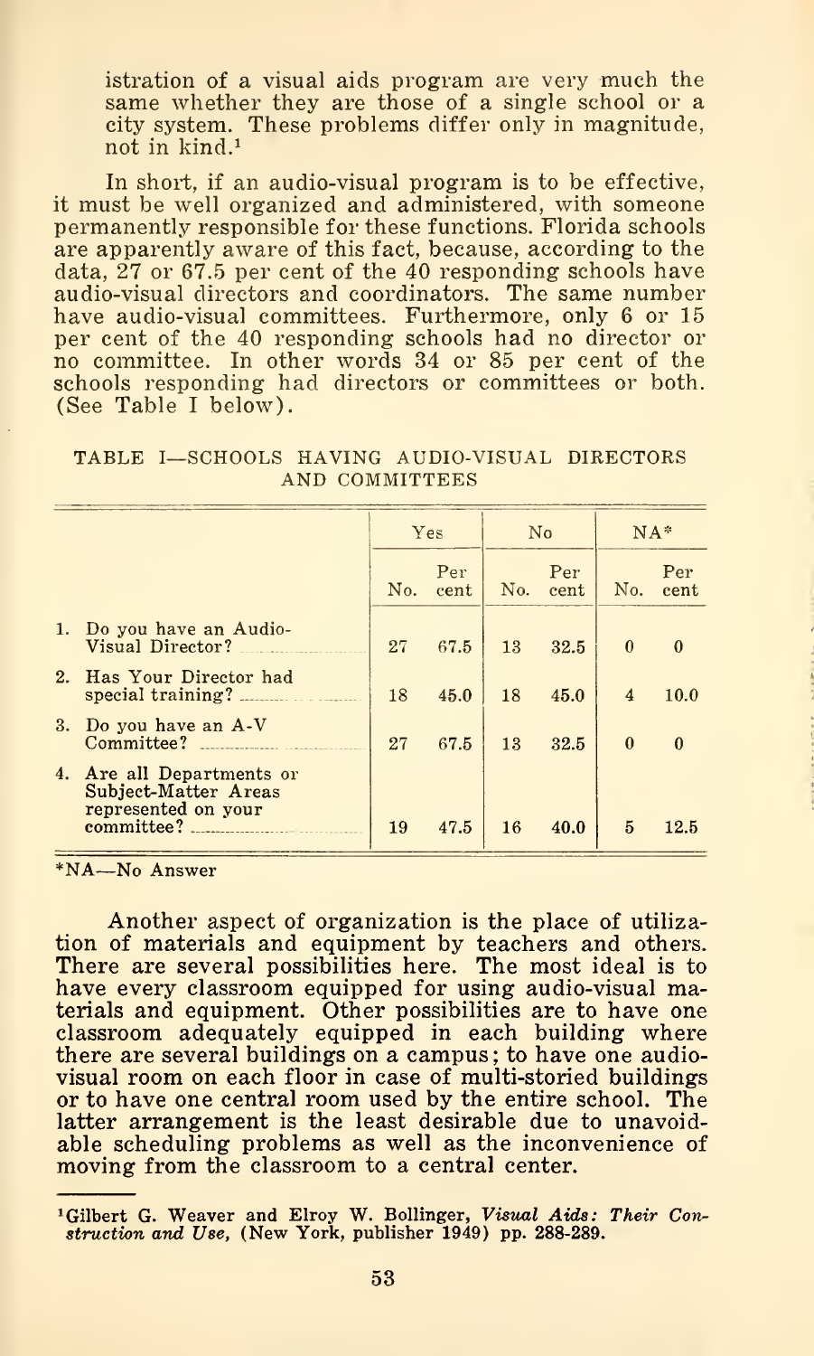istration of a visual aids program are very much the same whether they are those of a single school or a city system. These problems differ only in magnitude, not in kind.[1]

In short, if an audio-visual program is to be effective, it must be well organized and administered, with someone permanently responsible for these functions. Florida schools are apparently aware of this fact, because, according to the data, 27 or 67.5 per cent of the 40 responding schools have audio-visual directors and coordinators. The same number have audio-visual committees. Furthermore, only 6 or 15 per cent of the 40 responding schools had no director or no committee. In other words 34 or 85 per cent of the schools responding had directors or committees or both. (See Table I below).

TABLE I—SCHOOLS HAVING AUDIO-VISUAL DIRECTORS AND COMMITTEES

| | Yes | | No | | NA* | |
|---|---|---|---|---|---|---|
| | No. | Per cent | No. | Per cent | No. | Per cent |
| 1. Do you have an Audio-Visual Director? | 27 | 67.5 | 13 | 32.5 | 0 | 0 |
| 2. Has Your Director had special training? | 18 | 45.0 | 18 | 45.0 | 4 | 10.0 |
| 3. Do you have an A-V Committee? | 27 | 67.5 | 13 | 32.5 | 0 | 0 |
| 4. Are all Departments or Subject-Matter Areas represented on your committee? | 19 | 47.5 | 16 | 40.0 | 5 | 12.5 |

*NA—No Answer

Another aspect of organization is the place of utilization of materials and equipment by teachers and others. There are several possibilities here. The most ideal is to have every classroom equipped for using audio-visual materials and equipment. Other possibilities are to have one classroom adequately equipped in each building where there are several buildings on a campus; to have one audio-visual room on each floor in case of multi-storied buildings or to have one central room used by the entire school. The latter arrangement is the least desirable due to unavoidable scheduling problems as well as the inconvenience of moving from the classroom to a central center.

[1]Gilbert G. Weaver and Elroy W. Bollinger, *Visual Aids: Their Construction and Use,* (New York, publisher 1949) pp. 288-289.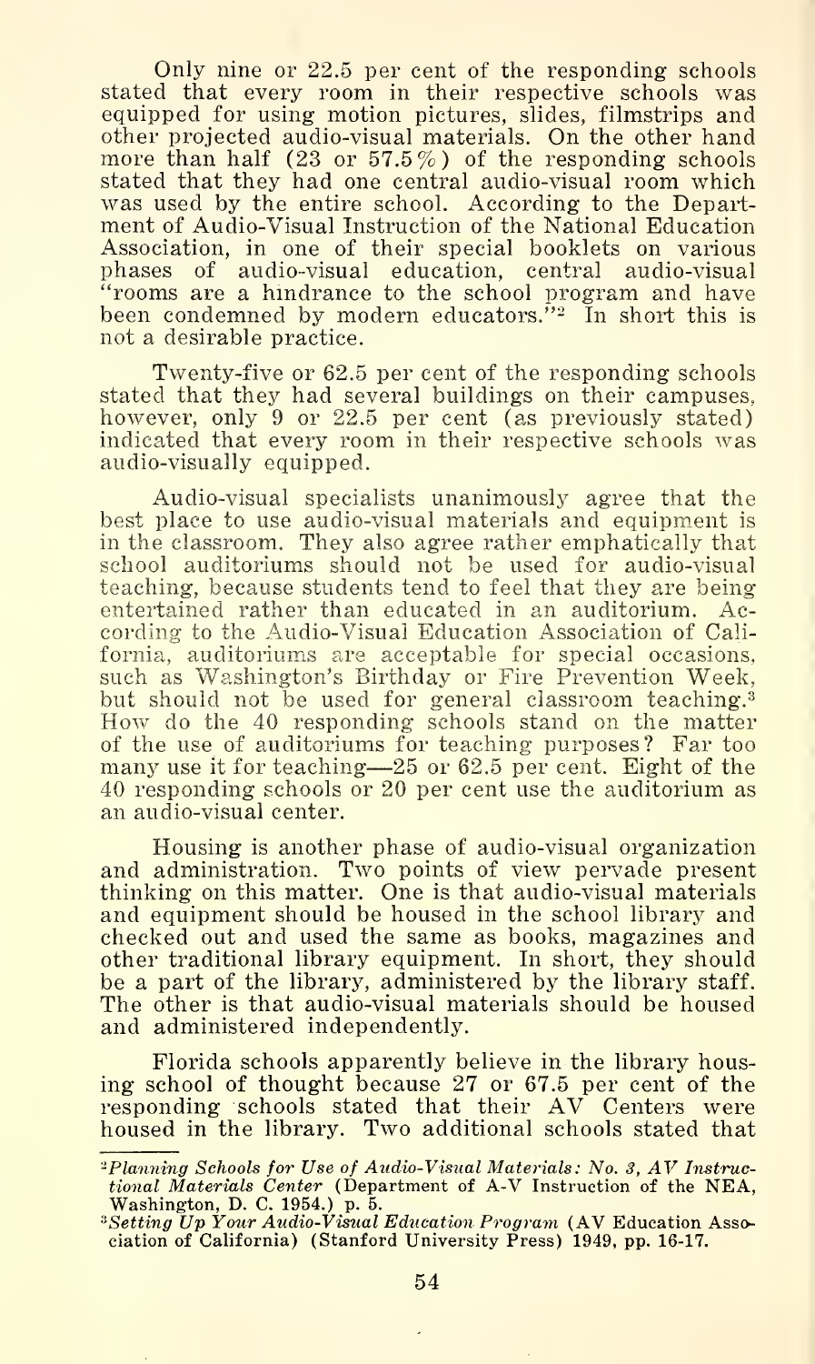Only nine or 22.5 per cent of the responding schools stated that every room in their respective schools was equipped for using motion pictures, slides, filmstrips and other projected audio-visual materials. On the other hand more than half (23 or 57.5%) of the responding schools stated that they had one central audio-visual room which was used by the entire school. According to the Department of Audio-Visual Instruction of the National Education Association, in one of their special booklets on various phases of audio-visual education, central audio-visual "rooms are a hindrance to the school program and have been condemned by modern educators."[2] In short this is not a desirable practice.

Twenty-five or 62.5 per cent of the responding schools stated that they had several buildings on their campuses, however, only 9 or 22.5 per cent (as previously stated) indicated that every room in their respective schools was audio-visually equipped.

Audio-visual specialists unanimously agree that the best place to use audio-visual materials and equipment is in the classroom. They also agree rather emphatically that school auditoriums should not be used for audio-visual teaching, because students tend to feel that they are being entertained rather than educated in an auditorium. According to the Audio-Visual Education Association of California, auditoriums are acceptable for special occasions, such as Washington's Birthday or Fire Prevention Week, but should not be used for general classroom teaching.[3] How do the 40 responding schools stand on the matter of the use of auditoriums for teaching purposes? Far too many use it for teaching—25 or 62.5 per cent. Eight of the 40 responding schools or 20 per cent use the auditorium as an audio-visual center.

Housing is another phase of audio-visual organization and administration. Two points of view pervade present thinking on this matter. One is that audio-visual materials and equipment should be housed in the school library and checked out and used the same as books, magazines and other traditional library equipment. In short, they should be a part of the library, administered by the library staff. The other is that audio-visual materials should be housed and administered independently.

Florida schools apparently believe in the library housing school of thought because 27 or 67.5 per cent of the responding schools stated that their AV Centers were housed in the library. Two additional schools stated that

---

[2] *Planning Schools for Use of Audio-Visual Materials: No. 3, AV Instructional Materials Center* (Department of A-V Instruction of the NEA, Washington, D. C. 1954.) p. 5.

[3] *Setting Up Your Audio-Visual Education Program* (AV Education Association of California) (Stanford University Press) 1949, pp. 16-17.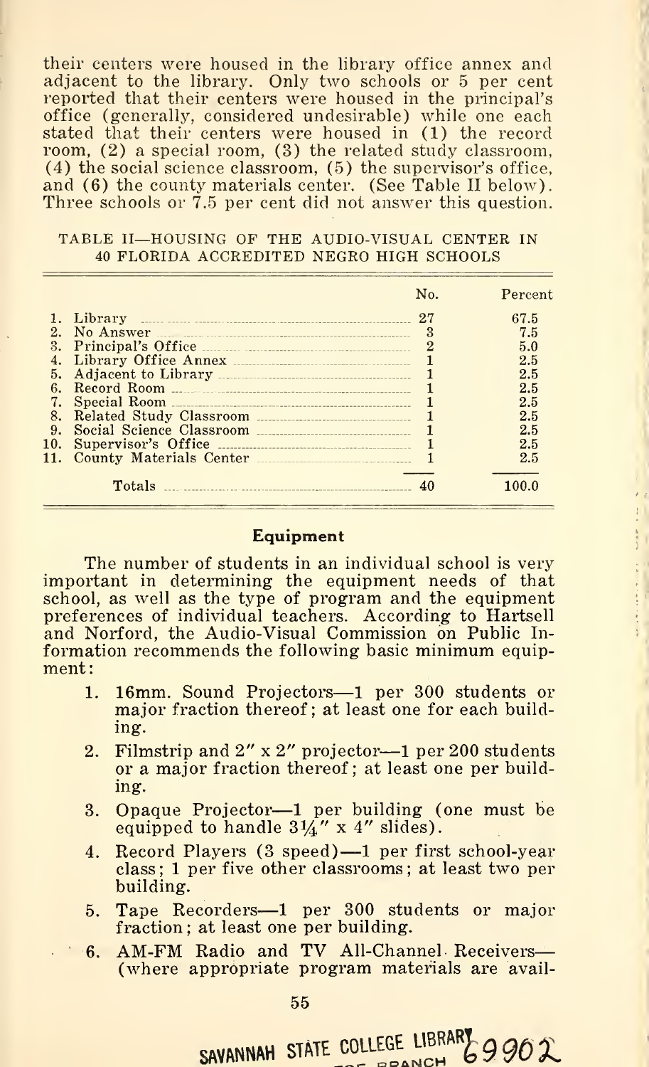their centers were housed in the library office annex and adjacent to the library. Only two schools or 5 per cent reported that their centers were housed in the principal's office (generally, considered undesirable) while one each stated that their centers were housed in (1) the record room, (2) a special room, (3) the related study classroom, (4) the social science classroom, (5) the supervisor's office, and (6) the county materials center. (See Table II below). Three schools or 7.5 per cent did not answer this question.

TABLE II—HOUSING OF THE AUDIO-VISUAL CENTER IN 40 FLORIDA ACCREDITED NEGRO HIGH SCHOOLS

| | No. | Percent |
|---|---|---|
| 1. Library | 27 | 67.5 |
| 2. No Answer | 3 | 7.5 |
| 3. Principal's Office | 2 | 5.0 |
| 4. Library Office Annex | 1 | 2.5 |
| 5. Adjacent to Library | 1 | 2.5 |
| 6. Record Room | 1 | 2.5 |
| 7. Special Room | 1 | 2.5 |
| 8. Related Study Classroom | 1 | 2.5 |
| 9. Social Science Classroom | 1 | 2.5 |
| 10. Supervisor's Office | 1 | 2.5 |
| 11. County Materials Center | 1 | 2.5 |
| Totals | 40 | 100.0 |

## Equipment

The number of students in an individual school is very important in determining the equipment needs of that school, as well as the type of program and the equipment preferences of individual teachers. According to Hartsell and Norford, the Audio-Visual Commission on Public Information recommends the following basic minimum equipment:

1. 16mm. Sound Projectors—1 per 300 students or major fraction thereof; at least one for each building.
2. Filmstrip and 2" x 2" projector—1 per 200 students or a major fraction thereof; at least one per building.
3. Opaque Projector—1 per building (one must be equipped to handle 3¼" x 4" slides).
4. Record Players (3 speed)—1 per first school-year class; 1 per five other classrooms; at least two per building.
5. Tape Recorders—1 per 300 students or major fraction; at least one per building.
6. AM-FM Radio and TV All-Channel Receivers—(where appropriate program materials are avail-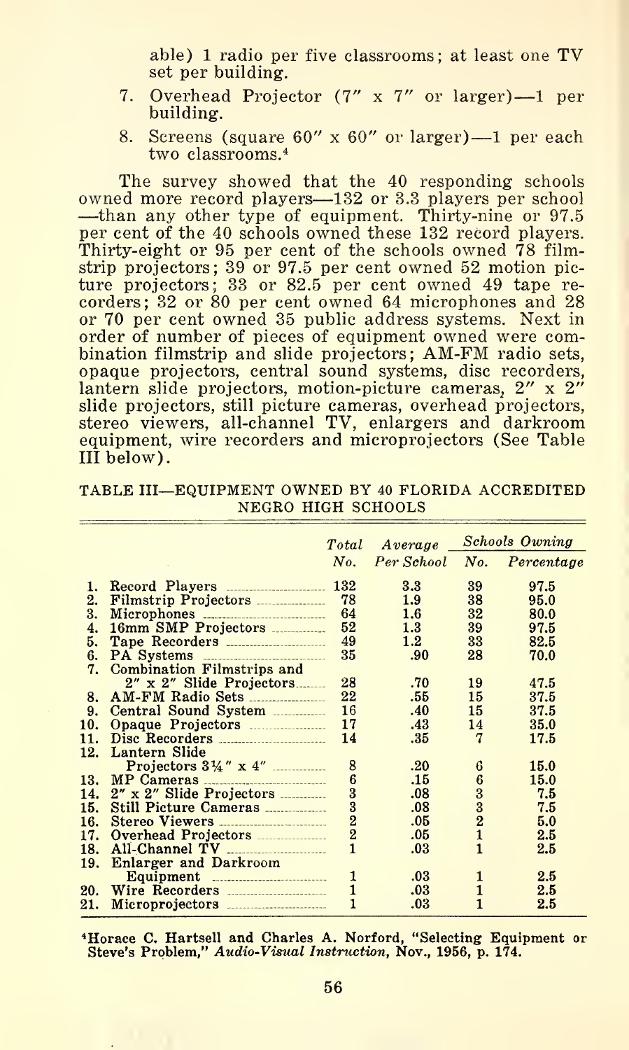able) 1 radio per five classrooms; at least one TV set per building.

7. Overhead Projector (7" x 7" or larger)—1 per building.
8. Screens (square 60" x 60" or larger)—1 per each two classrooms.[4]

The survey showed that the 40 responding schools owned more record players—132 or 3.3 players per school—than any other type of equipment. Thirty-nine or 97.5 per cent of the 40 schools owned these 132 record players. Thirty-eight or 95 per cent of the schools owned 78 filmstrip projectors; 39 or 97.5 per cent owned 52 motion picture projectors; 33 or 82.5 per cent owned 49 tape recorders; 32 or 80 per cent owned 64 microphones and 28 or 70 per cent owned 35 public address systems. Next in order of number of pieces of equipment owned were combination filmstrip and slide projectors; AM-FM radio sets, opaque projectors, central sound systems, disc recorders, lantern slide projectors, motion-picture cameras, 2" x 2" slide projectors, still picture cameras, overhead projectors, stereo viewers, all-channel TV, enlargers and darkroom equipment, wire recorders and microprojectors (See Table III below).

TABLE III—EQUIPMENT OWNED BY 40 FLORIDA ACCREDITED NEGRO HIGH SCHOOLS

| | *Total* | *Average* | *Schools Owning* | |
|---|---|---|---|---|
| | *No.* | *Per School* | *No.* | *Percentage* |
| 1. Record Players | 132 | 3.3 | 39 | 97.5 |
| 2. Filmstrip Projectors | 78 | 1.9 | 38 | 95.0 |
| 3. Microphones | 64 | 1.6 | 32 | 80.0 |
| 4. 16mm SMP Projectors | 52 | 1.3 | 39 | 97.5 |
| 5. Tape Recorders | 49 | 1.2 | 33 | 82.5 |
| 6. PA Systems | 35 | .90 | 28 | 70.0 |
| 7. Combination Filmstrips and 2" x 2" Slide Projectors | 28 | .70 | 19 | 47.5 |
| 8. AM-FM Radio Sets | 22 | .55 | 15 | 37.5 |
| 9. Central Sound System | 16 | .40 | 15 | 37.5 |
| 10. Opaque Projectors | 17 | .43 | 14 | 35.0 |
| 11. Disc Recorders | 14 | .35 | 7 | 17.5 |
| 12. Lantern Slide Projectors 3¼" x 4" | 8 | .20 | 6 | 15.0 |
| 13. MP Cameras | 6 | .15 | 6 | 15.0 |
| 14. 2" x 2" Slide Projectors | 3 | .08 | 3 | 7.5 |
| 15. Still Picture Cameras | 3 | .08 | 3 | 7.5 |
| 16. Stereo Viewers | 2 | .05 | 2 | 5.0 |
| 17. Overhead Projectors | 2 | .05 | 1 | 2.5 |
| 18. All-Channel TV | 1 | .03 | 1 | 2.5 |
| 19. Enlarger and Darkroom Equipment | 1 | .03 | 1 | 2.5 |
| 20. Wire Recorders | 1 | .03 | 1 | 2.5 |
| 21. Microprojectors | 1 | .03 | 1 | 2.5 |

[4]Horace C. Hartsell and Charles A. Norford, "Selecting Equipment or Steve's Problem," *Audio-Visual Instruction*, Nov., 1956, p. 174.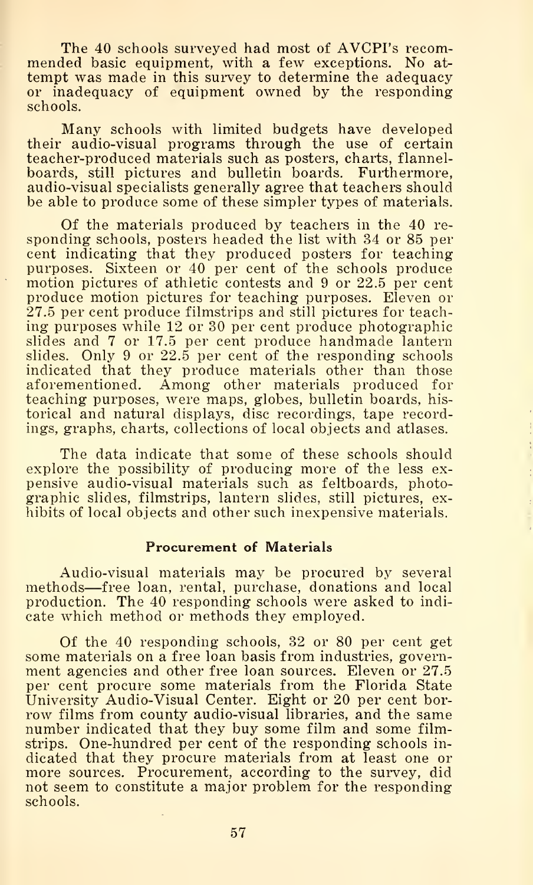The 40 schools surveyed had most of AVCPI's recommended basic equipment, with a few exceptions. No attempt was made in this survey to determine the adequacy or inadequacy of equipment owned by the responding schools.

Many schools with limited budgets have developed their audio-visual programs through the use of certain teacher-produced materials such as posters, charts, flannelboards, still pictures and bulletin boards. Furthermore, audio-visual specialists generally agree that teachers should be able to produce some of these simpler types of materials.

Of the materials produced by teachers in the 40 responding schools, posters headed the list with 34 or 85 per cent indicating that they produced posters for teaching purposes. Sixteen or 40 per cent of the schools produce motion pictures of athletic contests and 9 or 22.5 per cent produce motion pictures for teaching purposes. Eleven or 27.5 per cent produce filmstrips and still pictures for teaching purposes while 12 or 30 per cent produce photographic slides and 7 or 17.5 per cent produce handmade lantern slides. Only 9 or 22.5 per cent of the responding schools indicated that they produce materials other than those aforementioned. Among other materials produced for teaching purposes, were maps, globes, bulletin boards, historical and natural displays, disc recordings, tape recordings, graphs, charts, collections of local objects and atlases.

The data indicate that some of these schools should explore the possibility of producing more of the less expensive audio-visual materials such as feltboards, photographic slides, filmstrips, lantern slides, still pictures, exhibits of local objects and other such inexpensive materials.

### Procurement of Materials

Audio-visual materials may be procured by several methods—free loan, rental, purchase, donations and local production. The 40 responding schools were asked to indicate which method or methods they employed.

Of the 40 responding schools, 32 or 80 per cent get some materials on a free loan basis from industries, government agencies and other free loan sources. Eleven or 27.5 per cent procure some materials from the Florida State University Audio-Visual Center. Eight or 20 per cent borrow films from county audio-visual libraries, and the same number indicated that they buy some film and some filmstrips. One-hundred per cent of the responding schools indicated that they procure materials from at least one or more sources. Procurement, according to the survey, did not seem to constitute a major problem for the responding schools.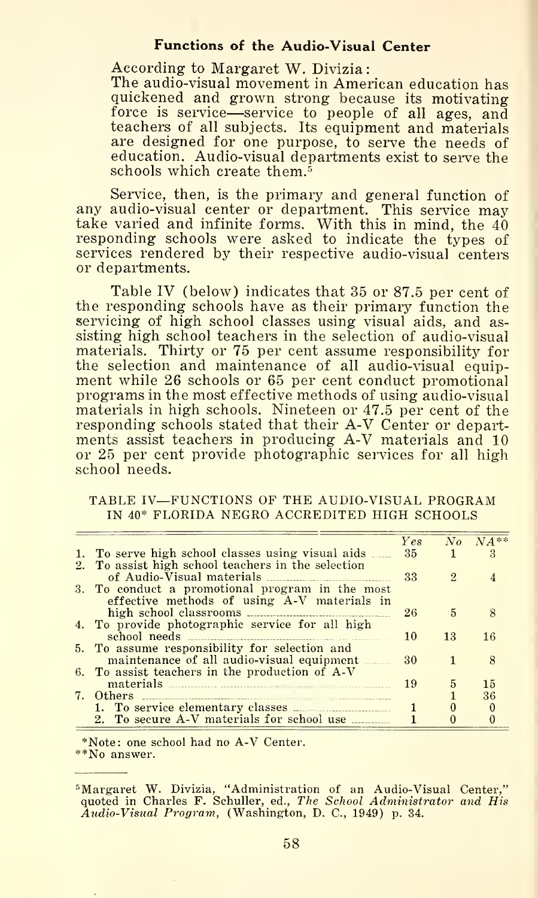### Functions of the Audio-Visual Center

According to Margaret W. Divizia:

> The audio-visual movement in American education has quickened and grown strong because its motivating force is service—service to people of all ages, and teachers of all subjects. Its equipment and materials are designed for one purpose, to serve the needs of education. Audio-visual departments exist to serve the schools which create them.[5]

Service, then, is the primary and general function of any audio-visual center or department. This service may take varied and infinite forms. With this in mind, the 40 responding schools were asked to indicate the types of services rendered by their respective audio-visual centers or departments.

Table IV (below) indicates that 35 or 87.5 per cent of the responding schools have as their primary function the servicing of high school classes using visual aids, and assisting high school teachers in the selection of audio-visual materials. Thirty or 75 per cent assume responsibility for the selection and maintenance of all audio-visual equipment while 26 schools or 65 per cent conduct promotional programs in the most effective methods of using audio-visual materials in high schools. Nineteen or 47.5 per cent of the responding schools stated that their A-V Center or departments assist teachers in producing A-V materials and 10 or 25 per cent provide photographic services for all high school needs.

TABLE IV—FUNCTIONS OF THE AUDIO-VISUAL PROGRAM IN 40* FLORIDA NEGRO ACCREDITED HIGH SCHOOLS

| | *Yes* | *No* | *NA*** |
|---|---|---|---|
| 1. To serve high school classes using visual aids | 35 | 1 | 3 |
| 2. To assist high school teachers in the selection of Audio-Visual materials | 33 | 2 | 4 |
| 3. To conduct a promotional program in the most effective methods of using A-V materials in high school classrooms | 26 | 5 | 8 |
| 4. To provide photographic service for all high school needs | 10 | 13 | 16 |
| 5. To assume responsibility for selection and maintenance of all audio-visual equipment | 30 | 1 | 8 |
| 6. To assist teachers in the production of A-V materials | 19 | 5 | 15 |
| 7. Others | | 1 | 36 |
| 1. To service elementary classes | 1 | 0 | 0 |
| 2. To secure A-V materials for school use | 1 | 0 | 0 |

*Note: one school had no A-V Center.
**No answer.

[5] Margaret W. Divizia, "Administration of an Audio-Visual Center," quoted in Charles F. Schuller, ed., *The School Administrator and His Audio-Visual Program*, (Washington, D. C., 1949) p. 34.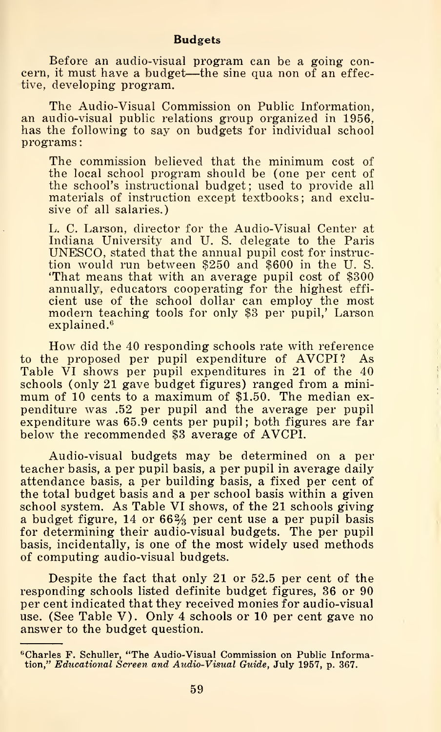## Budgets

Before an audio-visual program can be a going concern, it must have a budget—the sine qua non of an effective, developing program.

The Audio-Visual Commission on Public Information, an audio-visual public relations group organized in 1956, has the following to say on budgets for individual school programs:

> The commission believed that the minimum cost of the local school program should be (one per cent of the school's instructional budget; used to provide all materials of instruction except textbooks; and exclusive of all salaries.)
>
> L. C. Larson, director for the Audio-Visual Center at Indiana University and U. S. delegate to the Paris UNESCO, stated that the annual pupil cost for instruction would run between $250 and $600 in the U. S. 'That means that with an average pupil cost of $300 annually, educators cooperating for the highest efficient use of the school dollar can employ the most modern teaching tools for only $3 per pupil,' Larson explained.[6]

How did the 40 responding schools rate with reference to the proposed per pupil expenditure of AVCPI? As Table VI shows per pupil expenditures in 21 of the 40 schools (only 21 gave budget figures) ranged from a minimum of 10 cents to a maximum of $1.50. The median expenditure was .52 per pupil and the average per pupil expenditure was 65.9 cents per pupil; both figures are far below the recommended $3 average of AVCPI.

Audio-visual budgets may be determined on a per teacher basis, a per pupil basis, a per pupil in average daily attendance basis, a per building basis, a fixed per cent of the total budget basis and a per school basis within a given school system. As Table VI shows, of the 21 schools giving a budget figure, 14 or 66⅔ per cent use a per pupil basis for determining their audio-visual budgets. The per pupil basis, incidentally, is one of the most widely used methods of computing audio-visual budgets.

Despite the fact that only 21 or 52.5 per cent of the responding schools listed definite budget figures, 36 or 90 per cent indicated that they received monies for audio-visual use. (See Table V). Only 4 schools or 10 per cent gave no answer to the budget question.

---

[6] Charles F. Schuller, "The Audio-Visual Commission on Public Information," *Educational Screen and Audio-Visual Guide*, July 1957, p. 367.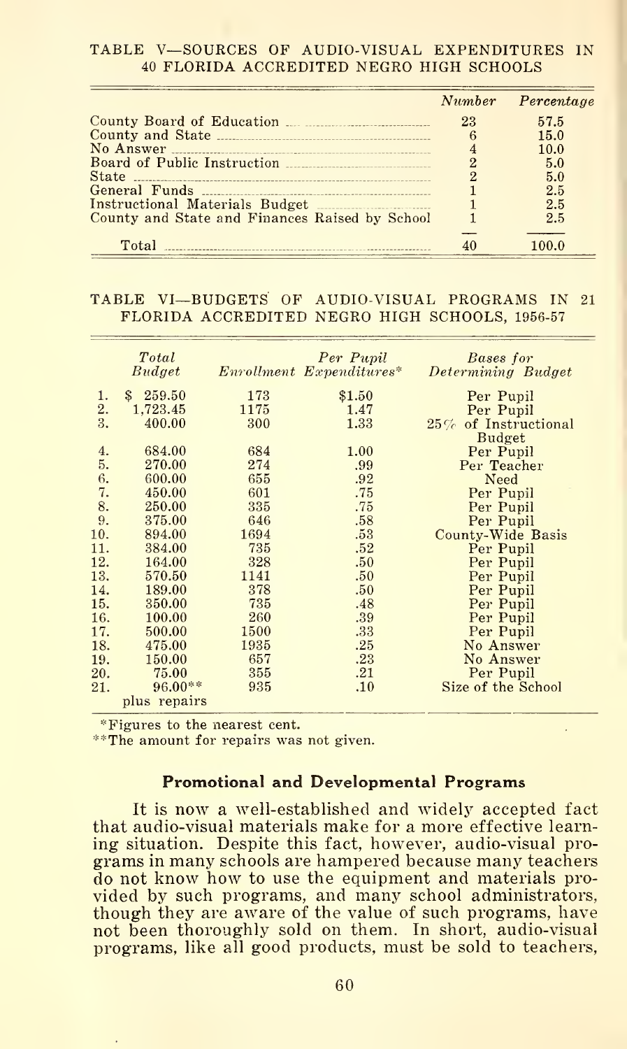TABLE V—SOURCES OF AUDIO-VISUAL EXPENDITURES IN 40 FLORIDA ACCREDITED NEGRO HIGH SCHOOLS

| | *Number* | *Percentage* |
|---|---|---|
| County Board of Education | 23 | 57.5 |
| County and State | 6 | 15.0 |
| No Answer | 4 | 10.0 |
| Board of Public Instruction | 2 | 5.0 |
| State | 2 | 5.0 |
| General Funds | 1 | 2.5 |
| Instructional Materials Budget | 1 | 2.5 |
| County and State and Finances Raised by School | 1 | 2.5 |
| Total | 40 | 100.0 |

TABLE VI—BUDGETS OF AUDIO-VISUAL PROGRAMS IN 21 FLORIDA ACCREDITED NEGRO HIGH SCHOOLS, 1956-57

| | *Total Budget* | *Enrollment* | *Per Pupil Expenditures** | *Bases for Determining Budget* |
|---|---|---|---|---|
| 1. | $ 259.50 | 173 | $1.50 | Per Pupil |
| 2. | 1,723.45 | 1175 | 1.47 | Per Pupil |
| 3. | 400.00 | 300 | 1.33 | 25% of Instructional Budget |
| 4. | 684.00 | 684 | 1.00 | Per Pupil |
| 5. | 270.00 | 274 | .99 | Per Teacher |
| 6. | 600.00 | 655 | .92 | Need |
| 7. | 450.00 | 601 | .75 | Per Pupil |
| 8. | 250.00 | 335 | .75 | Per Pupil |
| 9. | 375.00 | 646 | .58 | Per Pupil |
| 10. | 894.00 | 1694 | .53 | County-Wide Basis |
| 11. | 384.00 | 735 | .52 | Per Pupil |
| 12. | 164.00 | 328 | .50 | Per Pupil |
| 13. | 570.50 | 1141 | .50 | Per Pupil |
| 14. | 189.00 | 378 | .50 | Per Pupil |
| 15. | 350.00 | 735 | .48 | Per Pupil |
| 16. | 100.00 | 260 | .39 | Per Pupil |
| 17. | 500.00 | 1500 | .33 | Per Pupil |
| 18. | 475.00 | 1935 | .25 | No Answer |
| 19. | 150.00 | 657 | .23 | No Answer |
| 20. | 75.00 | 355 | .21 | Per Pupil |
| 21. | 96.00** plus repairs | 935 | .10 | Size of the School |

*Figures to the nearest cent.

**The amount for repairs was not given.

### Promotional and Developmental Programs

It is now a well-established and widely accepted fact that audio-visual materials make for a more effective learning situation. Despite this fact, however, audio-visual programs in many schools are hampered because many teachers do not know how to use the equipment and materials provided by such programs, and many school administrators, though they are aware of the value of such programs, have not been thoroughly sold on them. In short, audio-visual programs, like all good products, must be sold to teachers,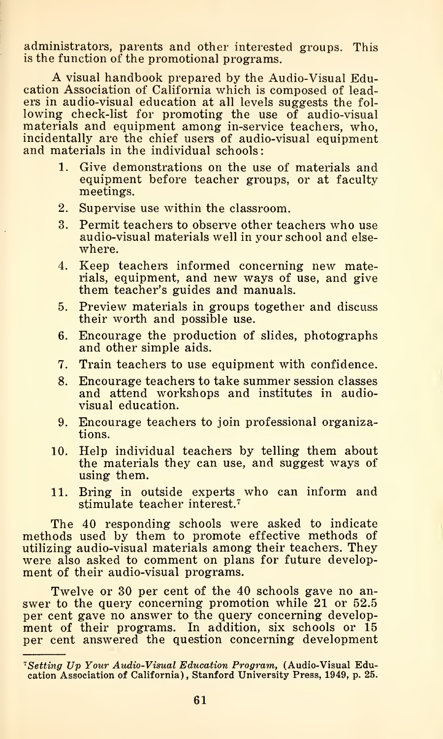administrators, parents and other interested groups. This is the function of the promotional programs.

A visual handbook prepared by the Audio-Visual Education Association of California which is composed of leaders in audio-visual education at all levels suggests the following check-list for promoting the use of audio-visual materials and equipment among in-service teachers, who, incidentally are the chief users of audio-visual equipment and materials in the individual schools:

1. Give demonstrations on the use of materials and equipment before teacher groups, or at faculty meetings.
2. Supervise use within the classroom.
3. Permit teachers to observe other teachers who use audio-visual materials well in your school and elsewhere.
4. Keep teachers informed concerning new materials, equipment, and new ways of use, and give them teacher's guides and manuals.
5. Preview materials in groups together and discuss their worth and possible use.
6. Encourage the production of slides, photographs and other simple aids.
7. Train teachers to use equipment with confidence.
8. Encourage teachers to take summer session classes and attend workshops and institutes in audio-visual education.
9. Encourage teachers to join professional organizations.
10. Help individual teachers by telling them about the materials they can use, and suggest ways of using them.
11. Bring in outside experts who can inform and stimulate teacher interest.[7]

The 40 responding schools were asked to indicate methods used by them to promote effective methods of utilizing audio-visual materials among their teachers. They were also asked to comment on plans for future development of their audio-visual programs.

Twelve or 30 per cent of the 40 schools gave no answer to the query concerning promotion while 21 or 52.5 per cent gave no answer to the query concerning development of their programs. In addition, six schools or 15 per cent answered the question concerning development

---

[7] *Setting Up Your Audio-Visual Education Program,* (Audio-Visual Education Association of California), Stanford University Press, 1949, p. 25.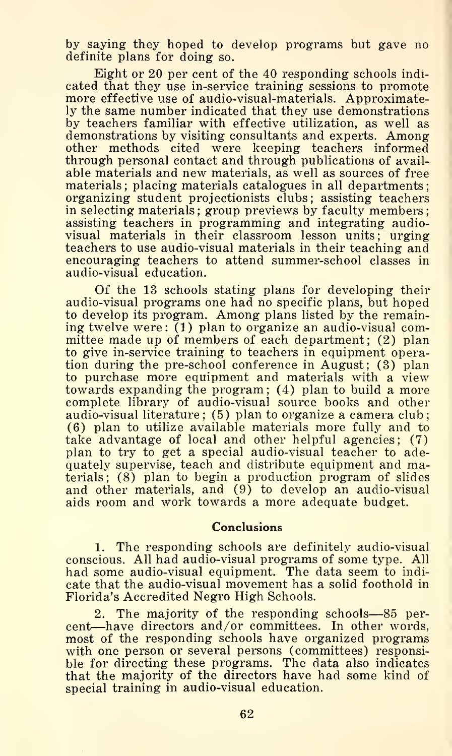by saying they hoped to develop programs but gave no definite plans for doing so.

Eight or 20 per cent of the 40 responding schools indicated that they use in-service training sessions to promote more effective use of audio-visual-materials. Approximately the same number indicated that they use demonstrations by teachers familiar with effective utilization, as well as demonstrations by visiting consultants and experts. Among other methods cited were keeping teachers informed through personal contact and through publications of available materials and new materials, as well as sources of free materials; placing materials catalogues in all departments; organizing student projectionists clubs; assisting teachers in selecting materials; group previews by faculty members; assisting teachers in programming and integrating audio-visual materials in their classroom lesson units; urging teachers to use audio-visual materials in their teaching and encouraging teachers to attend summer-school classes in audio-visual education.

Of the 13 schools stating plans for developing their audio-visual programs one had no specific plans, but hoped to develop its program. Among plans listed by the remaining twelve were: (1) plan to organize an audio-visual committee made up of members of each department; (2) plan to give in-service training to teachers in equipment operation during the pre-school conference in August; (3) plan to purchase more equipment and materials with a view towards expanding the program; (4) plan to build a more complete library of audio-visual source books and other audio-visual literature; (5) plan to organize a camera club; (6) plan to utilize available materials more fully and to take advantage of local and other helpful agencies; (7) plan to try to get a special audio-visual teacher to adequately supervise, teach and distribute equipment and materials; (8) plan to begin a production program of slides and other materials, and (9) to develop an audio-visual aids room and work towards a more adequate budget.

## Conclusions

1. The responding schools are definitely audio-visual conscious. All had audio-visual programs of some type. All had some audio-visual equipment. The data seem to indicate that the audio-visual movement has a solid foothold in Florida's Accredited Negro High Schools.

2. The majority of the responding schools—85 percent—have directors and/or committees. In other words, most of the responding schools have organized programs with one person or several persons (committees) responsible for directing these programs. The data also indicates that the majority of the directors have had some kind of special training in audio-visual education.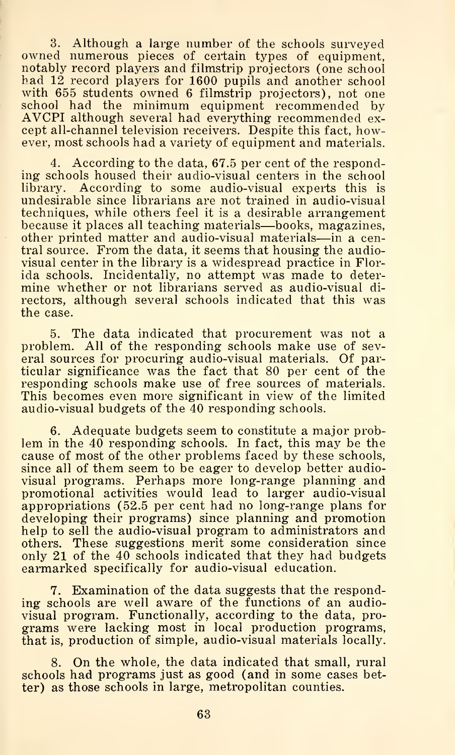3. Although a large number of the schools surveyed owned numerous pieces of certain types of equipment, notably record players and filmstrip projectors (one school had 12 record players for 1600 pupils and another school with 655 students owned 6 filmstrip projectors), not one school had the minimum equipment recommended by AVCPI although several had everything recommended except all-channel television receivers. Despite this fact, however, most schools had a variety of equipment and materials.

4. According to the data, 67.5 per cent of the responding schools housed their audio-visual centers in the school library. According to some audio-visual experts this is undesirable since librarians are not trained in audio-visual techniques, while others feel it is a desirable arrangement because it places all teaching materials—books, magazines, other printed matter and audio-visual materials—in a central source. From the data, it seems that housing the audio-visual center in the library is a widespread practice in Florida schools. Incidentally, no attempt was made to determine whether or not librarians served as audio-visual directors, although several schools indicated that this was the case.

5. The data indicated that procurement was not a problem. All of the responding schools make use of several sources for procuring audio-visual materials. Of particular significance was the fact that 80 per cent of the responding schools make use of free sources of materials. This becomes even more significant in view of the limited audio-visual budgets of the 40 responding schools.

6. Adequate budgets seem to constitute a major problem in the 40 responding schools. In fact, this may be the cause of most of the other problems faced by these schools, since all of them seem to be eager to develop better audio-visual programs. Perhaps more long-range planning and promotional activities would lead to larger audio-visual appropriations (52.5 per cent had no long-range plans for developing their programs) since planning and promotion help to sell the audio-visual program to administrators and others. These suggestions merit some consideration since only 21 of the 40 schools indicated that they had budgets earmarked specifically for audio-visual education.

7. Examination of the data suggests that the responding schools are well aware of the functions of an audio-visual program. Functionally, according to the data, programs were lacking most in local production programs, that is, production of simple, audio-visual materials locally.

8. On the whole, the data indicated that small, rural schools had programs just as good (and in some cases better) as those schools in large, metropolitan counties.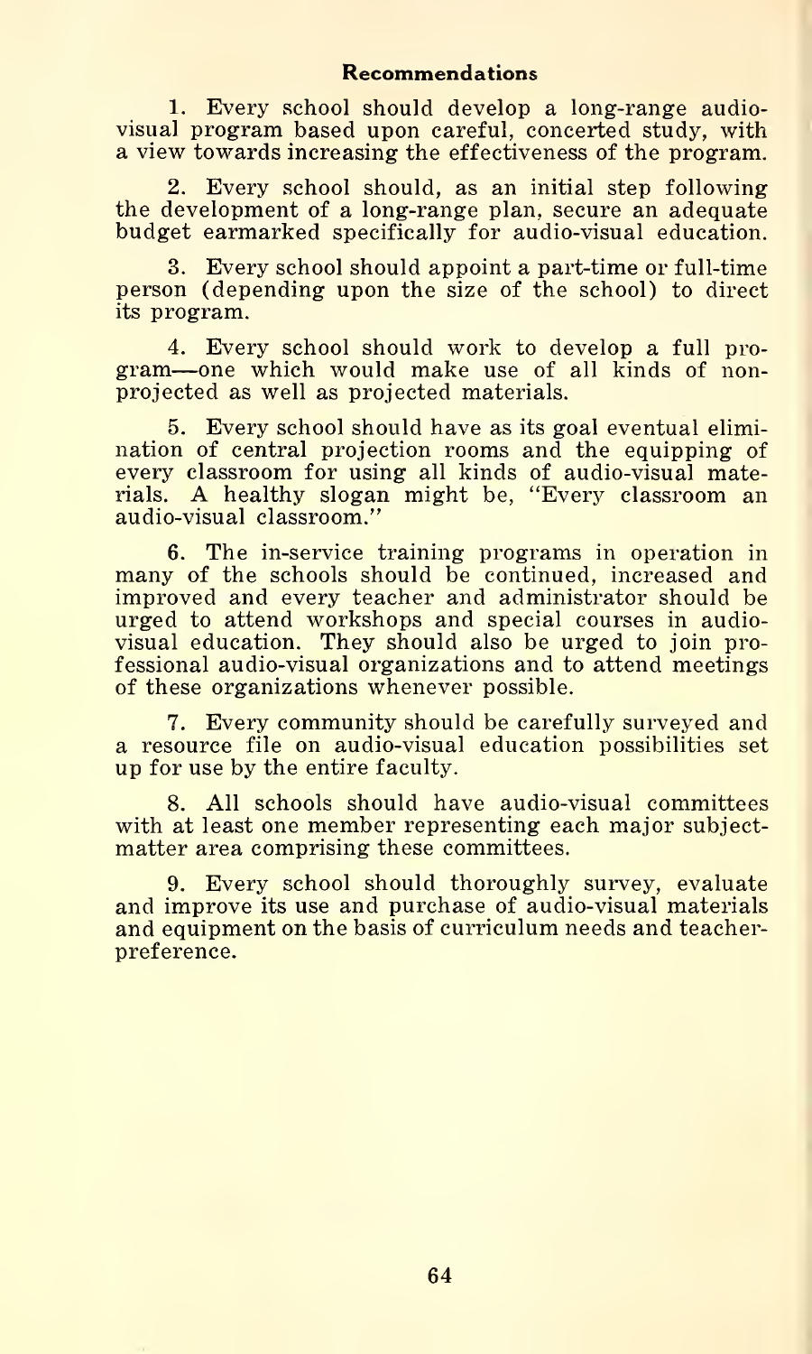### Recommendations

1. Every school should develop a long-range audio-visual program based upon careful, concerted study, with a view towards increasing the effectiveness of the program.

2. Every school should, as an initial step following the development of a long-range plan, secure an adequate budget earmarked specifically for audio-visual education.

3. Every school should appoint a part-time or full-time person (depending upon the size of the school) to direct its program.

4. Every school should work to develop a full program—one which would make use of all kinds of non-projected as well as projected materials.

5. Every school should have as its goal eventual elimination of central projection rooms and the equipping of every classroom for using all kinds of audio-visual materials. A healthy slogan might be, "Every classroom an audio-visual classroom."

6. The in-service training programs in operation in many of the schools should be continued, increased and improved and every teacher and administrator should be urged to attend workshops and special courses in audio-visual education. They should also be urged to join professional audio-visual organizations and to attend meetings of these organizations whenever possible.

7. Every community should be carefully surveyed and a resource file on audio-visual education possibilities set up for use by the entire faculty.

8. All schools should have audio-visual committees with at least one member representing each major subject-matter area comprising these committees.

9. Every school should thoroughly survey, evaluate and improve its use and purchase of audio-visual materials and equipment on the basis of curriculum needs and teacher-preference.